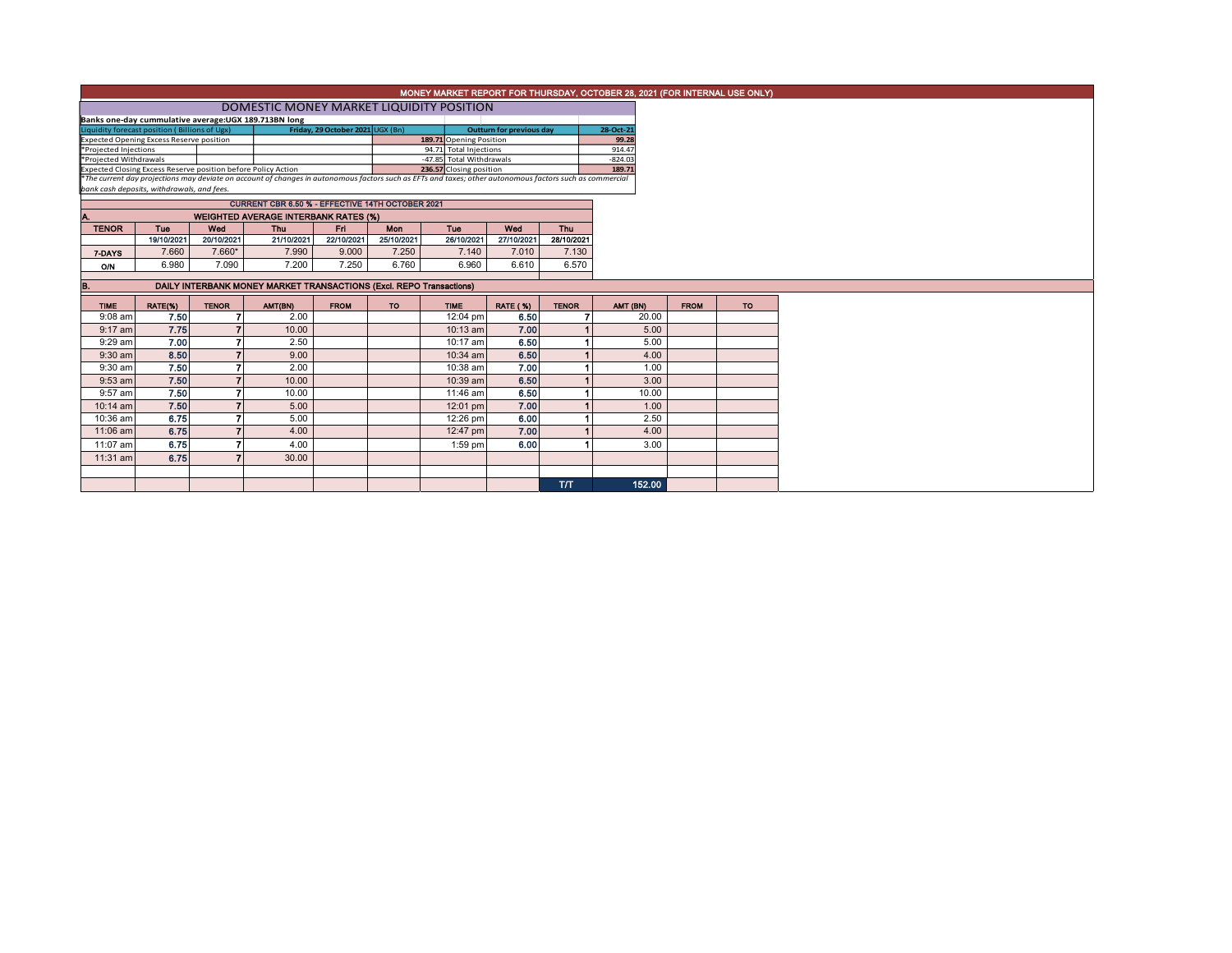# MONEY MARKET REPORT FOR THURSDAY, OCTOBER 28, 2021 (FOR INTERNAL USE ONLY)

## DOMESTIC MONEY MARKET LIQUIDITY POSITION

**Banks one-day cummulative average:UGX 189.713BN long**

| Liquidity forecast position ( Billions of Ugx) | | | Friday, 29 October 2021 | UGX (Bn) | Outturn for previous day | 28-Oct-21 |
|---|---|---|---|---|---|---|
| Expected Opening Excess Reserve position | | | | 189.71 | Opening Position | 99.28 |
| *Projected Injections | | | | 94.71 | Total Injections | 914.47 |
| *Projected Withdrawals | | | | -47.85 | Total Withdrawals | -824.03 |
| Expected Closing Excess Reserve position before Policy Action | | | | 236.57 | Closing position | 189.71 |

*The current day projections may deviate on account of changes in autonomous factors such as EFTs and taxes; other autonomous factors such as commercial bank cash deposits, withdrawals, and fees.*

**CURRENT CBR 6.50 % - EFFECTIVE 14TH OCTOBER 2021**

### A. WEIGHTED AVERAGE INTERBANK RATES (%)

| TENOR | Tue | Wed | Thu | Fri | Mon | Tue | Wed | Thu |
|---|---|---|---|---|---|---|---|---|
| | 19/10/2021 | 20/10/2021 | 21/10/2021 | 22/10/2021 | 25/10/2021 | 26/10/2021 | 27/10/2021 | 28/10/2021 |
| 7-DAYS | 7.660 | 7.660* | 7.990 | 9.000 | 7.250 | 7.140 | 7.010 | 7.130 |
| O/N | 6.980 | 7.090 | 7.200 | 7.250 | 6.760 | 6.960 | 6.610 | 6.570 |

### B. DAILY INTERBANK MONEY MARKET TRANSACTIONS (Excl. REPO Transactions)

| TIME | RATE(%) | TENOR | AMT(BN) | FROM | TO | TIME | RATE ( %) | TENOR | AMT (BN) | FROM | TO |
|---|---|---|---|---|---|---|---|---|---|---|---|
| 9:08 am | 7.50 | 7 | 2.00 | | | 12:04 pm | 6.50 | 7 | 20.00 | | |
| 9:17 am | 7.75 | 7 | 10.00 | | | 10:13 am | 7.00 | 1 | 5.00 | | |
| 9:29 am | 7.00 | 7 | 2.50 | | | 10:17 am | 6.50 | 1 | 5.00 | | |
| 9:30 am | 8.50 | 7 | 9.00 | | | 10:34 am | 6.50 | 1 | 4.00 | | |
| 9:30 am | 7.50 | 7 | 2.00 | | | 10:38 am | 7.00 | 1 | 1.00 | | |
| 9:53 am | 7.50 | 7 | 10.00 | | | 10:39 am | 6.50 | 1 | 3.00 | | |
| 9:57 am | 7.50 | 7 | 10.00 | | | 11:46 am | 6.50 | 1 | 10.00 | | |
| 10:14 am | 7.50 | 7 | 5.00 | | | 12:01 pm | 7.00 | 1 | 1.00 | | |
| 10:36 am | 6.75 | 7 | 5.00 | | | 12:26 pm | 6.00 | 1 | 2.50 | | |
| 11:06 am | 6.75 | 7 | 4.00 | | | 12:47 pm | 7.00 | 1 | 4.00 | | |
| 11:07 am | 6.75 | 7 | 4.00 | | | 1:59 pm | 6.00 | 1 | 3.00 | | |
| 11:31 am | 6.75 | 7 | 30.00 | | | | | | | | |
| | | | | | | | | T/T | 152.00 | | |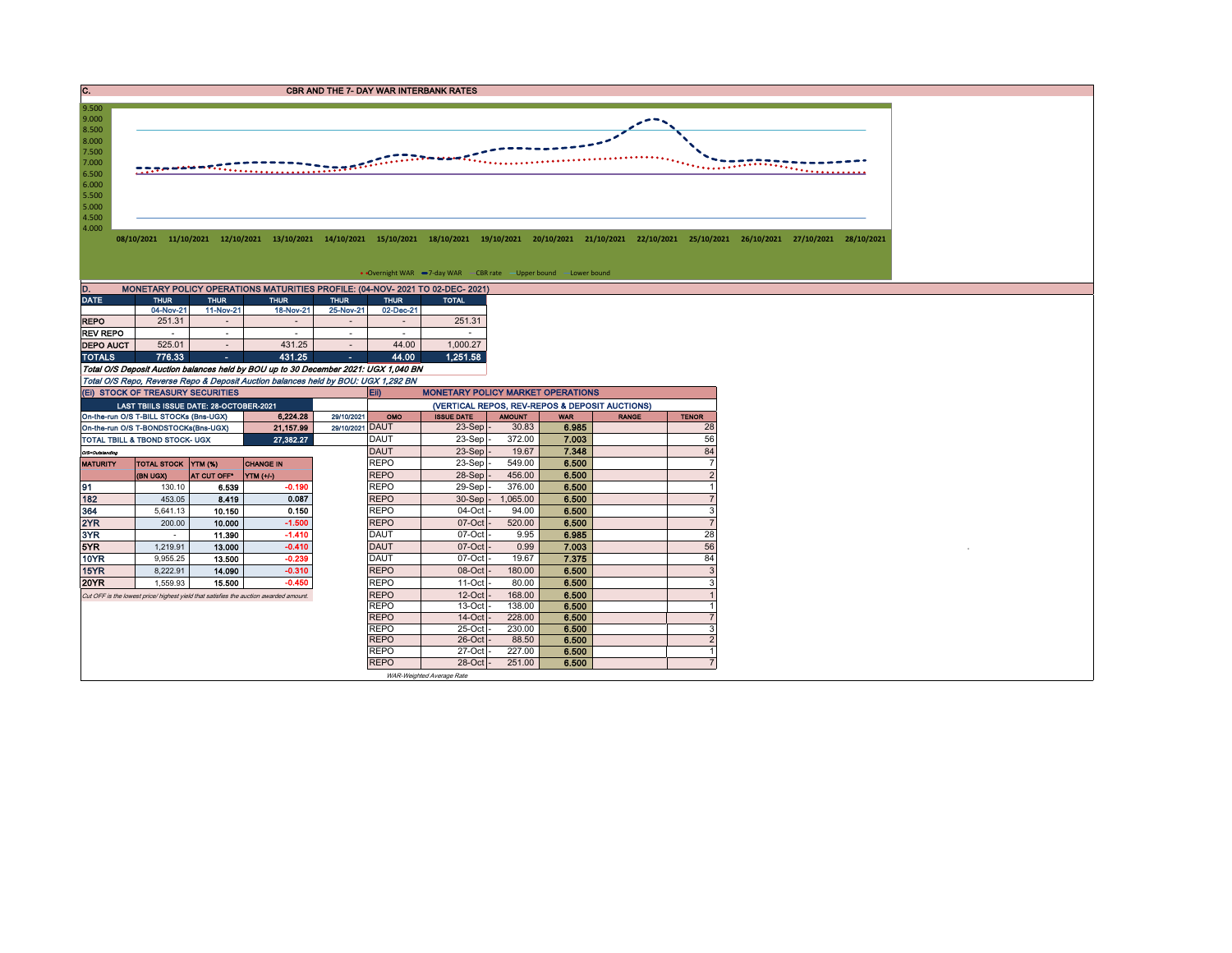## C. CBR AND THE 7- DAY WAR INTERBANK RATES

Chart y-axis: 4.000 – 9.500; x-axis dates: 08/10/2021, 11/10/2021, 12/10/2021, 13/10/2021, 14/10/2021, 15/10/2021, 18/10/2021, 19/10/2021, 20/10/2021, 21/10/2021, 22/10/2021, 25/10/2021, 26/10/2021, 27/10/2021, 28/10/2021

Legend: Overnight WAR, 7-day WAR, CBR rate, Upper bound, Lower bound

## D. MONETARY POLICY OPERATIONS MATURITIES PROFILE: (04-NOV- 2021 TO 02-DEC- 2021)

| DATE | THUR | THUR | THUR | THUR | THUR | TOTAL |
|---|---|---|---|---|---|---|
| | 04-Nov-21 | 11-Nov-21 | 18-Nov-21 | 25-Nov-21 | 02-Dec-21 | |
| REPO | 251.31 | - | - | - | - | 251.31 |
| REV REPO | - | - | - | - | - | - |
| DEPO AUCT | 525.01 | - | 431.25 | - | 44.00 | 1,000.27 |
| TOTALS | 776.33 | - | 431.25 | - | 44.00 | 1,251.58 |

*Total O/S Deposit Auction balances held by BOU up to 30 December 2021: UGX 1,040 BN*

*Total O/S Repo, Reverse Repo & Deposit Auction balances held by BOU: UGX 1,292 BN*

### (Ei) STOCK OF TREASURY SECURITIES

| LAST TBIILS ISSUE DATE: 28-OCTOBER-2021 | | |
|---|---|---|
| On-the-run O/S T-BILL STOCKs (Bns-UGX) | 6,224.28 | 29/10/2021 |
| On-the-run O/S T-BONDSTOCKs(Bns-UGX) | 21,157.99 | 29/10/2021 |
| TOTAL TBILL & TBOND STOCK- UGX | 27,382.27 | |

O/S=Outstanding

| MATURITY | TOTAL STOCK (BN UGX) | YTM (%) AT CUT OFF* | CHANGE IN YTM (+/-) |
|---|---|---|---|
| 91 | 130.10 | 6.539 | -0.190 |
| 182 | 453.05 | 8.419 | 0.087 |
| 364 | 5,641.13 | 10.150 | 0.150 |
| 2YR | 200.00 | 10.000 | -1.500 |
| 3YR | - | 11.390 | -1.410 |
| 5YR | 1,219.91 | 13.000 | -0.410 |
| 10YR | 9,955.25 | 13.500 | -0.239 |
| 15YR | 8,222.91 | 14.090 | -0.310 |
| 20YR | 1,559.93 | 15.500 | -0.450 |

*Cut OFF is the lowest price/ highest yield that satisfies the auction awarded amount.*

### Eii) MONETARY POLICY MARKET OPERATIONS

(VERTICAL REPOS, REV-REPOS & DEPOSIT AUCTIONS)

| OMO | ISSUE DATE | AMOUNT | WAR | RANGE | TENOR |
|---|---|---|---|---|---|
| DAUT | 23-Sep | 30.83 | 6.985 | | 28 |
| DAUT | 23-Sep | 372.00 | 7.003 | | 56 |
| DAUT | 23-Sep | 19.67 | 7.348 | | 84 |
| REPO | 23-Sep | 549.00 | 6.500 | | 7 |
| REPO | 28-Sep | 456.00 | 6.500 | | 2 |
| REPO | 29-Sep | 376.00 | 6.500 | | 1 |
| REPO | 30-Sep | 1,065.00 | 6.500 | | 7 |
| REPO | 04-Oct | 94.00 | 6.500 | | 3 |
| REPO | 07-Oct | 520.00 | 6.500 | | 7 |
| DAUT | 07-Oct | 9.95 | 6.985 | | 28 |
| DAUT | 07-Oct | 0.99 | 7.003 | | 56 |
| DAUT | 07-Oct | 19.67 | 7.375 | | 84 |
| REPO | 08-Oct | 180.00 | 6.500 | | 3 |
| REPO | 11-Oct | 80.00 | 6.500 | | 3 |
| REPO | 12-Oct | 168.00 | 6.500 | | 1 |
| REPO | 13-Oct | 138.00 | 6.500 | | 1 |
| REPO | 14-Oct | 228.00 | 6.500 | | 7 |
| REPO | 25-Oct | 230.00 | 6.500 | | 3 |
| REPO | 26-Oct | 88.50 | 6.500 | | 2 |
| REPO | 27-Oct | 227.00 | 6.500 | | 1 |
| REPO | 28-Oct | 251.00 | 6.500 | | 7 |

*WAR-Weighted Average Rate*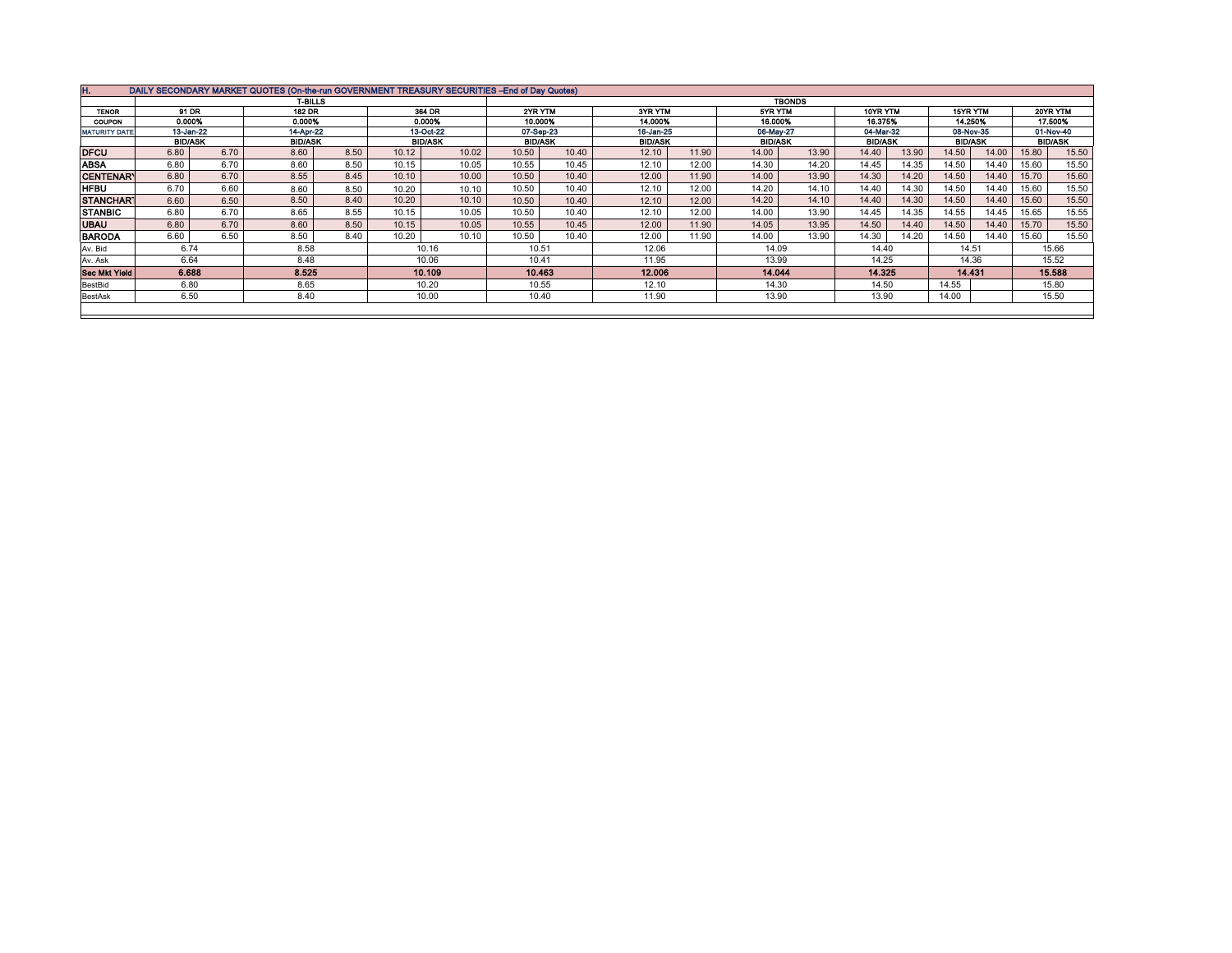| H. | DAILY SECONDARY MARKET QUOTES (On-the-run GOVERNMENT TREASURY SECURITIES –End of Day Quotes) | | | | | | | | | | | | | | | | | |
|---|---|---|---|---|---|---|---|---|---|---|---|---|---|---|---|---|---|---|
| | T-BILLS | | | | | | TBONDS | | | | | | | | | | | |
| TENOR | 91 DR | | 182 DR | | 364 DR | | 2YR YTM | | 3YR YTM | | 5YR YTM | | 10YR YTM | | 15YR YTM | | 20YR YTM | |
| COUPON | 0.000% | | 0.000% | | 0.000% | | 10.000% | | 14.000% | | 16.000% | | 16.375% | | 14.250% | | 17.500% | |
| MATURITY DATE | 13-Jan-22 | | 14-Apr-22 | | 13-Oct-22 | | 07-Sep-23 | | 16-Jan-25 | | 06-May-27 | | 04-Mar-32 | | 08-Nov-35 | | 01-Nov-40 | |
| | BID/ASK | | BID/ASK | | BID/ASK | | BID/ASK | | BID/ASK | | BID/ASK | | BID/ASK | | BID/ASK | | BID/ASK | |
| DFCU | 6.80 | 6.70 | 8.60 | 8.50 | 10.12 | 10.02 | 10.50 | 10.40 | 12.10 | 11.90 | 14.00 | 13.90 | 14.40 | 13.90 | 14.50 | 14.00 | 15.80 | 15.50 |
| ABSA | 6.80 | 6.70 | 8.60 | 8.50 | 10.15 | 10.05 | 10.55 | 10.45 | 12.10 | 12.00 | 14.30 | 14.20 | 14.45 | 14.35 | 14.50 | 14.40 | 15.60 | 15.50 |
| CENTENARY | 6.80 | 6.70 | 8.55 | 8.45 | 10.10 | 10.00 | 10.50 | 10.40 | 12.00 | 11.90 | 14.00 | 13.90 | 14.30 | 14.20 | 14.50 | 14.40 | 15.70 | 15.60 |
| HFBU | 6.70 | 6.60 | 8.60 | 8.50 | 10.20 | 10.10 | 10.50 | 10.40 | 12.10 | 12.00 | 14.20 | 14.10 | 14.40 | 14.30 | 14.50 | 14.40 | 15.60 | 15.50 |
| STANCHART | 6.60 | 6.50 | 8.50 | 8.40 | 10.20 | 10.10 | 10.50 | 10.40 | 12.10 | 12.00 | 14.20 | 14.10 | 14.40 | 14.30 | 14.50 | 14.40 | 15.60 | 15.50 |
| STANBIC | 6.80 | 6.70 | 8.65 | 8.55 | 10.15 | 10.05 | 10.50 | 10.40 | 12.10 | 12.00 | 14.00 | 13.90 | 14.45 | 14.35 | 14.55 | 14.45 | 15.65 | 15.55 |
| UBAU | 6.80 | 6.70 | 8.60 | 8.50 | 10.15 | 10.05 | 10.55 | 10.45 | 12.00 | 11.90 | 14.05 | 13.95 | 14.50 | 14.40 | 14.50 | 14.40 | 15.70 | 15.50 |
| BARODA | 6.60 | 6.50 | 8.50 | 8.40 | 10.20 | 10.10 | 10.50 | 10.40 | 12.00 | 11.90 | 14.00 | 13.90 | 14.30 | 14.20 | 14.50 | 14.40 | 15.60 | 15.50 |
| Av. Bid | 6.74 | | 8.58 | | 10.16 | | 10.51 | | 12.06 | | 14.09 | | 14.40 | | 14.51 | | 15.66 | |
| Av. Ask | 6.64 | | 8.48 | | 10.06 | | 10.41 | | 11.95 | | 13.99 | | 14.25 | | 14.36 | | 15.52 | |
| **Sec Mkt Yield** | **6.688** | | **8.525** | | **10.109** | | **10.463** | | **12.006** | | **14.044** | | **14.325** | | **14.431** | | **15.588** | |
| BestBid | 6.80 | | 8.65 | | 10.20 | | 10.55 | | 12.10 | | 14.30 | | 14.50 | | 14.55 | | 15.80 | |
| BestAsk | 6.50 | | 8.40 | | 10.00 | | 10.40 | | 11.90 | | 13.90 | | 13.90 | | 14.00 | | 15.50 | |